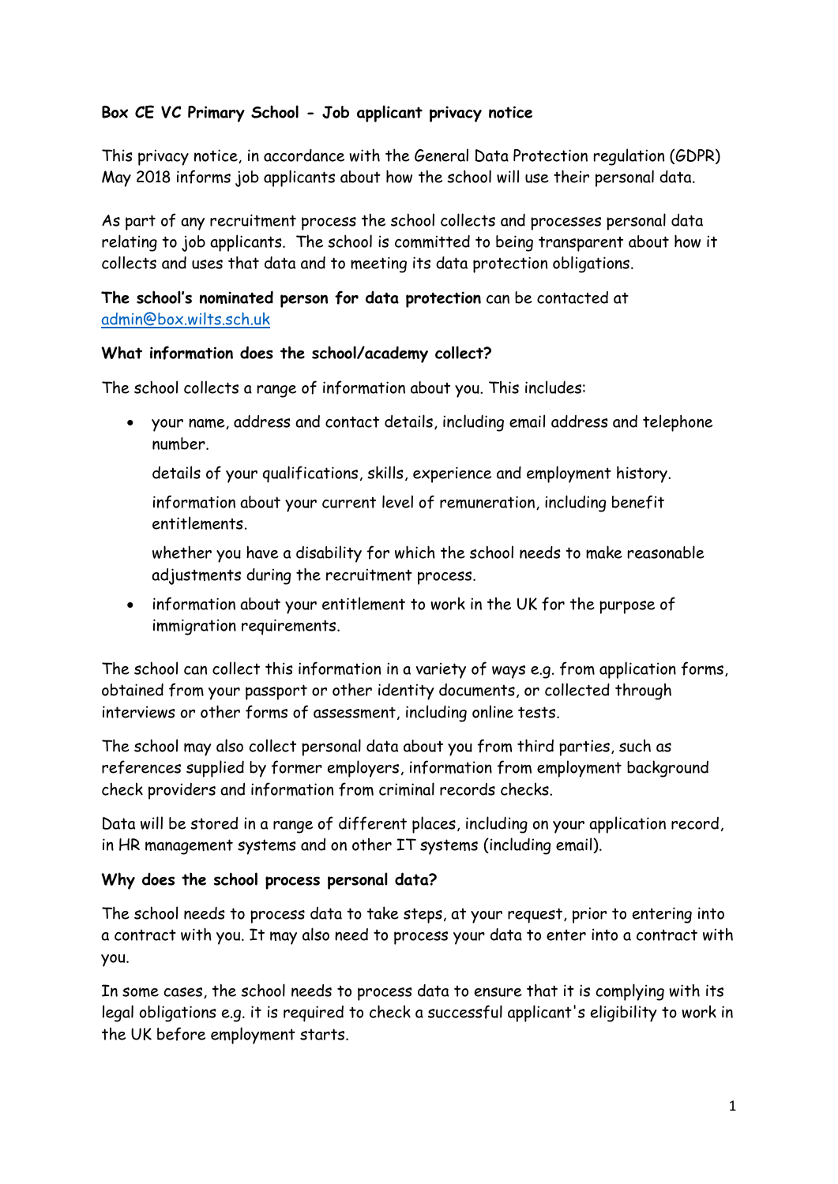**Box CE VC Primary School - Job applicant privacy notice**

This privacy notice, in accordance with the General Data Protection regulation (GDPR) May 2018 informs job applicants about how the school will use their personal data.

As part of any recruitment process the school collects and processes personal data relating to job applicants. The school is committed to being transparent about how it collects and uses that data and to meeting its data protection obligations.

**The school's nominated person for data protection** can be contacted at [admin@box.wilts.sch.uk](mailto:admin@box.wilts.sch.uk)

**What information does the school/academy collect?**

The school collects a range of information about you. This includes:

- your name, address and contact details, including email address and telephone number.

  details of your qualifications, skills, experience and employment history.

  information about your current level of remuneration, including benefit entitlements.

  whether you have a disability for which the school needs to make reasonable adjustments during the recruitment process.
- information about your entitlement to work in the UK for the purpose of immigration requirements.

The school can collect this information in a variety of ways e.g. from application forms, obtained from your passport or other identity documents, or collected through interviews or other forms of assessment, including online tests.

The school may also collect personal data about you from third parties, such as references supplied by former employers, information from employment background check providers and information from criminal records checks.

Data will be stored in a range of different places, including on your application record, in HR management systems and on other IT systems (including email).

**Why does the school process personal data?**

The school needs to process data to take steps, at your request, prior to entering into a contract with you. It may also need to process your data to enter into a contract with you.

In some cases, the school needs to process data to ensure that it is complying with its legal obligations e.g. it is required to check a successful applicant's eligibility to work in the UK before employment starts.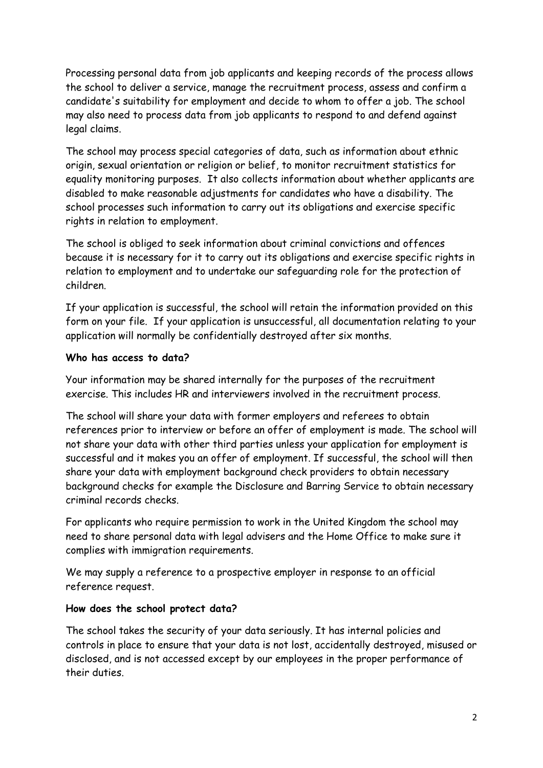Processing personal data from job applicants and keeping records of the process allows the school to deliver a service, manage the recruitment process, assess and confirm a candidate's suitability for employment and decide to whom to offer a job. The school may also need to process data from job applicants to respond to and defend against legal claims.

The school may process special categories of data, such as information about ethnic origin, sexual orientation or religion or belief, to monitor recruitment statistics for equality monitoring purposes. It also collects information about whether applicants are disabled to make reasonable adjustments for candidates who have a disability. The school processes such information to carry out its obligations and exercise specific rights in relation to employment.

The school is obliged to seek information about criminal convictions and offences because it is necessary for it to carry out its obligations and exercise specific rights in relation to employment and to undertake our safeguarding role for the protection of children.

If your application is successful, the school will retain the information provided on this form on your file. If your application is unsuccessful, all documentation relating to your application will normally be confidentially destroyed after six months.

**Who has access to data?**

Your information may be shared internally for the purposes of the recruitment exercise. This includes HR and interviewers involved in the recruitment process.

The school will share your data with former employers and referees to obtain references prior to interview or before an offer of employment is made. The school will not share your data with other third parties unless your application for employment is successful and it makes you an offer of employment. If successful, the school will then share your data with employment background check providers to obtain necessary background checks for example the Disclosure and Barring Service to obtain necessary criminal records checks.

For applicants who require permission to work in the United Kingdom the school may need to share personal data with legal advisers and the Home Office to make sure it complies with immigration requirements.

We may supply a reference to a prospective employer in response to an official reference request.

**How does the school protect data?**

The school takes the security of your data seriously. It has internal policies and controls in place to ensure that your data is not lost, accidentally destroyed, misused or disclosed, and is not accessed except by our employees in the proper performance of their duties.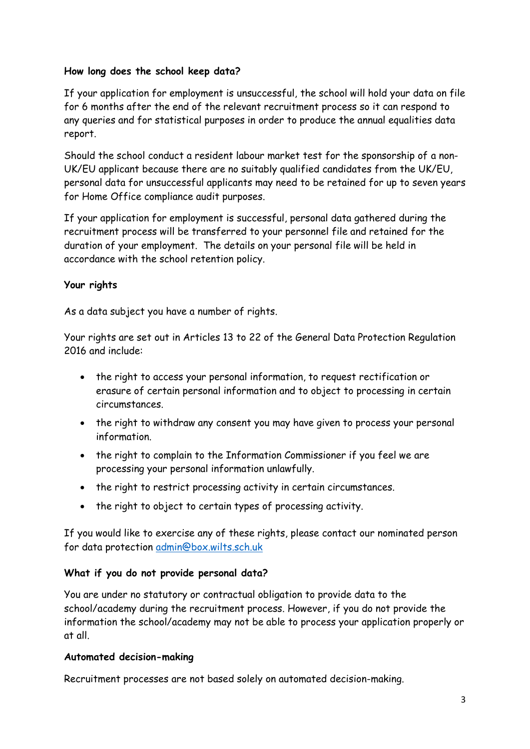**How long does the school keep data?**

If your application for employment is unsuccessful, the school will hold your data on file for 6 months after the end of the relevant recruitment process so it can respond to any queries and for statistical purposes in order to produce the annual equalities data report.

Should the school conduct a resident labour market test for the sponsorship of a non-UK/EU applicant because there are no suitably qualified candidates from the UK/EU, personal data for unsuccessful applicants may need to be retained for up to seven years for Home Office compliance audit purposes.

If your application for employment is successful, personal data gathered during the recruitment process will be transferred to your personnel file and retained for the duration of your employment. The details on your personal file will be held in accordance with the school retention policy.

**Your rights**

As a data subject you have a number of rights.

Your rights are set out in Articles 13 to 22 of the General Data Protection Regulation 2016 and include:

- the right to access your personal information, to request rectification or erasure of certain personal information and to object to processing in certain circumstances.
- the right to withdraw any consent you may have given to process your personal information.
- the right to complain to the Information Commissioner if you feel we are processing your personal information unlawfully.
- the right to restrict processing activity in certain circumstances.
- the right to object to certain types of processing activity.

If you would like to exercise any of these rights, please contact our nominated person for data protection admin@box.wilts.sch.uk

**What if you do not provide personal data?**

You are under no statutory or contractual obligation to provide data to the school/academy during the recruitment process. However, if you do not provide the information the school/academy may not be able to process your application properly or at all.

**Automated decision-making**

Recruitment processes are not based solely on automated decision-making.